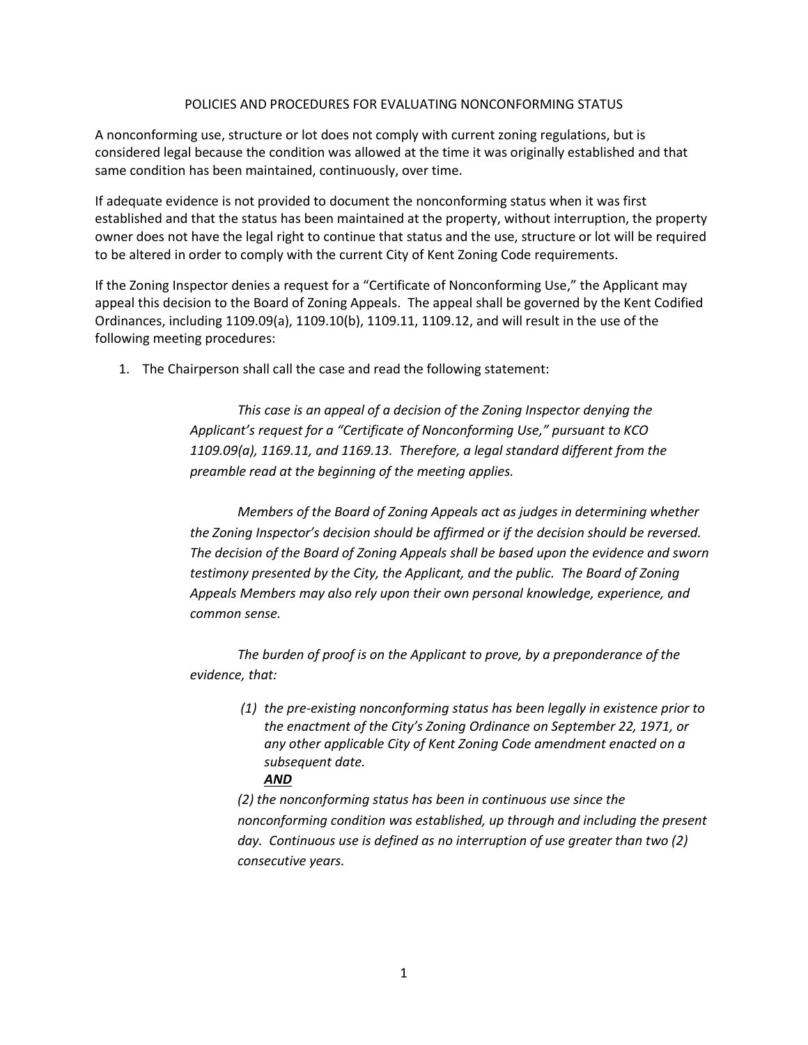# POLICIES AND PROCEDURES FOR EVALUATING NONCONFORMING STATUS

A nonconforming use, structure or lot does not comply with current zoning regulations, but is considered legal because the condition was allowed at the time it was originally established and that same condition has been maintained, continuously, over time.

If adequate evidence is not provided to document the nonconforming status when it was first established and that the status has been maintained at the property, without interruption, the property owner does not have the legal right to continue that status and the use, structure or lot will be required to be altered in order to comply with the current City of Kent Zoning Code requirements.

If the Zoning Inspector denies a request for a "Certificate of Nonconforming Use," the Applicant may appeal this decision to the Board of Zoning Appeals. The appeal shall be governed by the Kent Codified Ordinances, including 1109.09(a), 1109.10(b), 1109.11, 1109.12, and will result in the use of the following meeting procedures:

1. The Chairperson shall call the case and read the following statement:

   *This case is an appeal of a decision of the Zoning Inspector denying the Applicant's request for a "Certificate of Nonconforming Use," pursuant to KCO 1109.09(a), 1169.11, and 1169.13. Therefore, a legal standard different from the preamble read at the beginning of the meeting applies.*

   *Members of the Board of Zoning Appeals act as judges in determining whether the Zoning Inspector's decision should be affirmed or if the decision should be reversed. The decision of the Board of Zoning Appeals shall be based upon the evidence and sworn testimony presented by the City, the Applicant, and the public. The Board of Zoning Appeals Members may also rely upon their own personal knowledge, experience, and common sense.*

   *The burden of proof is on the Applicant to prove, by a preponderance of the evidence, that:*

   *(1) the pre-existing nonconforming status has been legally in existence prior to the enactment of the City's Zoning Ordinance on September 22, 1971, or any other applicable City of Kent Zoning Code amendment enacted on a subsequent date.*

   ***AND***

   *(2) the nonconforming status has been in continuous use since the nonconforming condition was established, up through and including the present day. Continuous use is defined as no interruption of use greater than two (2) consecutive years.*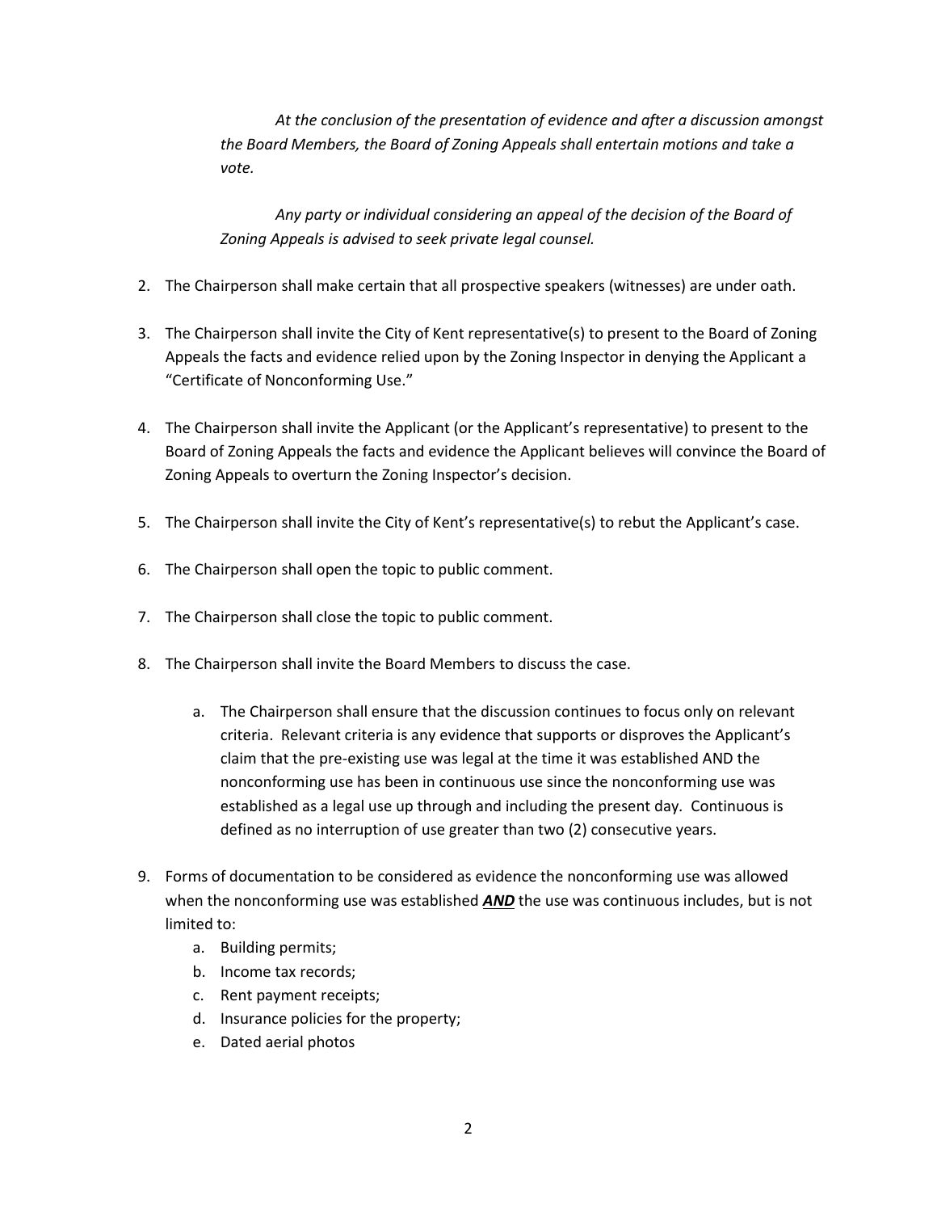*At the conclusion of the presentation of evidence and after a discussion amongst the Board Members, the Board of Zoning Appeals shall entertain motions and take a vote.*

*Any party or individual considering an appeal of the decision of the Board of Zoning Appeals is advised to seek private legal counsel.*

2. The Chairperson shall make certain that all prospective speakers (witnesses) are under oath.

3. The Chairperson shall invite the City of Kent representative(s) to present to the Board of Zoning Appeals the facts and evidence relied upon by the Zoning Inspector in denying the Applicant a "Certificate of Nonconforming Use."

4. The Chairperson shall invite the Applicant (or the Applicant's representative) to present to the Board of Zoning Appeals the facts and evidence the Applicant believes will convince the Board of Zoning Appeals to overturn the Zoning Inspector's decision.

5. The Chairperson shall invite the City of Kent's representative(s) to rebut the Applicant's case.

6. The Chairperson shall open the topic to public comment.

7. The Chairperson shall close the topic to public comment.

8. The Chairperson shall invite the Board Members to discuss the case.

    a. The Chairperson shall ensure that the discussion continues to focus only on relevant criteria. Relevant criteria is any evidence that supports or disproves the Applicant's claim that the pre-existing use was legal at the time it was established AND the nonconforming use has been in continuous use since the nonconforming use was established as a legal use up through and including the present day. Continuous is defined as no interruption of use greater than two (2) consecutive years.

9. Forms of documentation to be considered as evidence the nonconforming use was allowed when the nonconforming use was established ***AND*** the use was continuous includes, but is not limited to:
    a. Building permits;
    b. Income tax records;
    c. Rent payment receipts;
    d. Insurance policies for the property;
    e. Dated aerial photos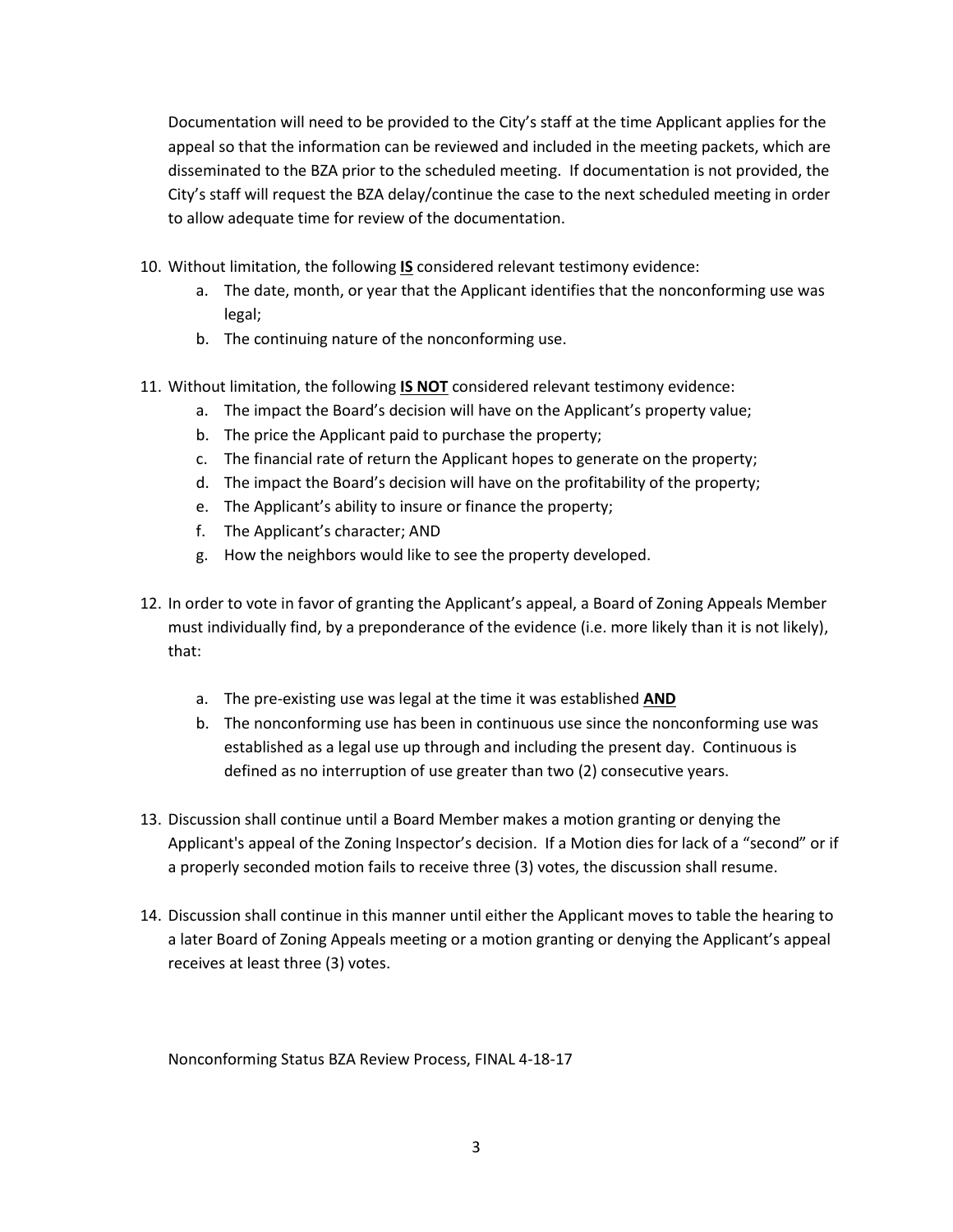Documentation will need to be provided to the City's staff at the time Applicant applies for the appeal so that the information can be reviewed and included in the meeting packets, which are disseminated to the BZA prior to the scheduled meeting. If documentation is not provided, the City's staff will request the BZA delay/continue the case to the next scheduled meeting in order to allow adequate time for review of the documentation.

10. Without limitation, the following **IS** considered relevant testimony evidence:
    a. The date, month, or year that the Applicant identifies that the nonconforming use was legal;
    b. The continuing nature of the nonconforming use.

11. Without limitation, the following **IS NOT** considered relevant testimony evidence:
    a. The impact the Board's decision will have on the Applicant's property value;
    b. The price the Applicant paid to purchase the property;
    c. The financial rate of return the Applicant hopes to generate on the property;
    d. The impact the Board's decision will have on the profitability of the property;
    e. The Applicant's ability to insure or finance the property;
    f. The Applicant's character; AND
    g. How the neighbors would like to see the property developed.

12. In order to vote in favor of granting the Applicant's appeal, a Board of Zoning Appeals Member must individually find, by a preponderance of the evidence (i.e. more likely than it is not likely), that:

    a. The pre-existing use was legal at the time it was established **AND**
    b. The nonconforming use has been in continuous use since the nonconforming use was established as a legal use up through and including the present day. Continuous is defined as no interruption of use greater than two (2) consecutive years.

13. Discussion shall continue until a Board Member makes a motion granting or denying the Applicant's appeal of the Zoning Inspector's decision. If a Motion dies for lack of a "second" or if a properly seconded motion fails to receive three (3) votes, the discussion shall resume.

14. Discussion shall continue in this manner until either the Applicant moves to table the hearing to a later Board of Zoning Appeals meeting or a motion granting or denying the Applicant's appeal receives at least three (3) votes.

Nonconforming Status BZA Review Process, FINAL 4-18-17